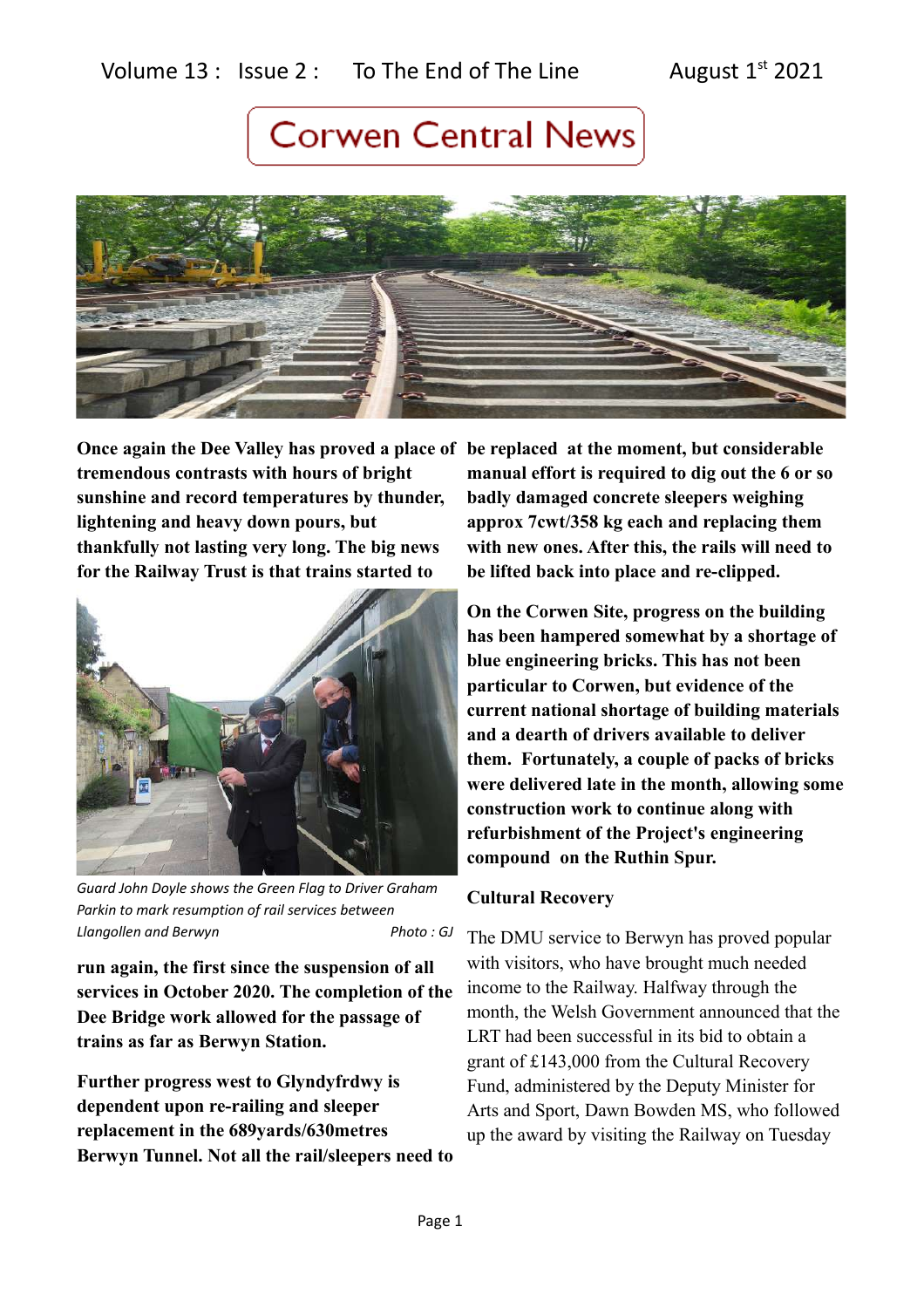Volume 13 : Issue 2 : To The End of The Line August 1st 2021

# Corwen Central News

**Once again the Dee Valley has proved a place of tremendous contrasts with hours of bright sunshine and record temperatures by thunder, lightening and heavy down pours, but thankfully not lasting very long. The big news for the Railway Trust is that trains started to run again, the first since the suspension of all services in October 2020. The completion of the Dee Bridge work allowed for the passage of trains as far as Berwyn Station.**

*Guard John Doyle shows the Green Flag to Driver Graham Parkin to mark resumption of rail services between Llangollen and Berwyn* *Photo : GJ*

**Further progress west to Glyndyfrdwy is dependent upon re-railing and sleeper replacement in the 689yards/630metres Berwyn Tunnel. Not all the rail/sleepers need to be replaced at the moment, but considerable manual effort is required to dig out the 6 or so badly damaged concrete sleepers weighing approx 7cwt/358 kg each and replacing them with new ones. After this, the rails will need to be lifted back into place and re-clipped.**

**On the Corwen Site, progress on the building has been hampered somewhat by a shortage of blue engineering bricks. This has not been particular to Corwen, but evidence of the current national shortage of building materials and a dearth of drivers available to deliver them. Fortunately, a couple of packs of bricks were delivered late in the month, allowing some construction work to continue along with refurbishment of the Project's engineering compound on the Ruthin Spur.**

### Cultural Recovery

The DMU service to Berwyn has proved popular with visitors, who have brought much needed income to the Railway. Halfway through the month, the Welsh Government announced that the LRT had been successful in its bid to obtain a grant of £143,000 from the Cultural Recovery Fund, administered by the Deputy Minister for Arts and Sport, Dawn Bowden MS, who followed up the award by visiting the Railway on Tuesday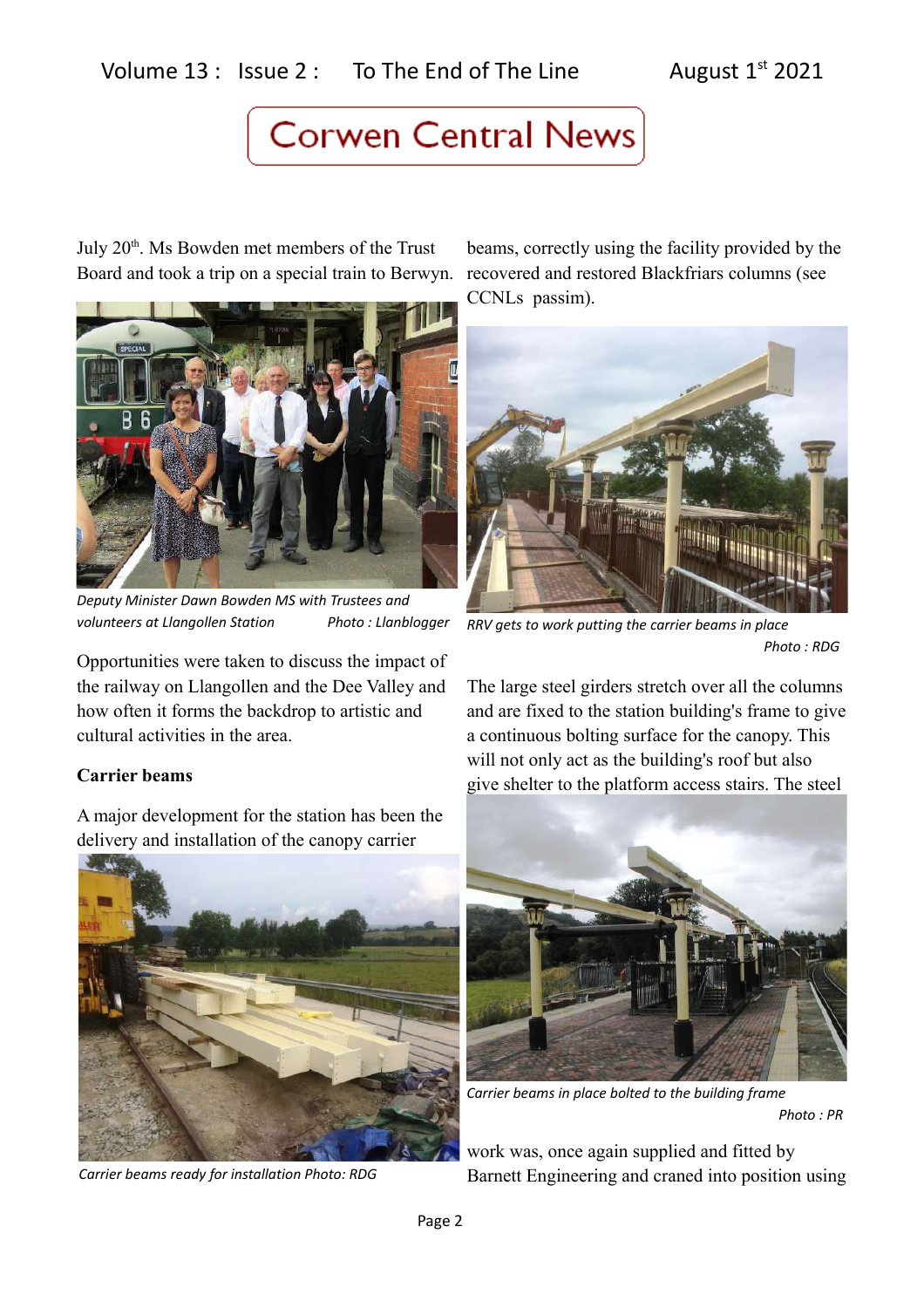July 20th. Ms Bowden met members of the Trust Board and took a trip on a special train to Berwyn.

*Deputy Minister Dawn Bowden MS with Trustees and volunteers at Llangollen Station Photo : Llanblogger*

Opportunities were taken to discuss the impact of the railway on Llangollen and the Dee Valley and how often it forms the backdrop to artistic and cultural activities in the area.

**Carrier beams**

A major development for the station has been the delivery and installation of the canopy carrier beams, correctly using the facility provided by the recovered and restored Blackfriars columns (see CCNLs passim).

*Carrier beams ready for installation Photo: RDG*

*RRV gets to work putting the carrier beams in place Photo : RDG*

The large steel girders stretch over all the columns and are fixed to the station building's frame to give a continuous bolting surface for the canopy. This will not only act as the building's roof but also give shelter to the platform access stairs. The steel work was, once again supplied and fitted by Barnett Engineering and craned into position using

*Carrier beams in place bolted to the building frame Photo : PR*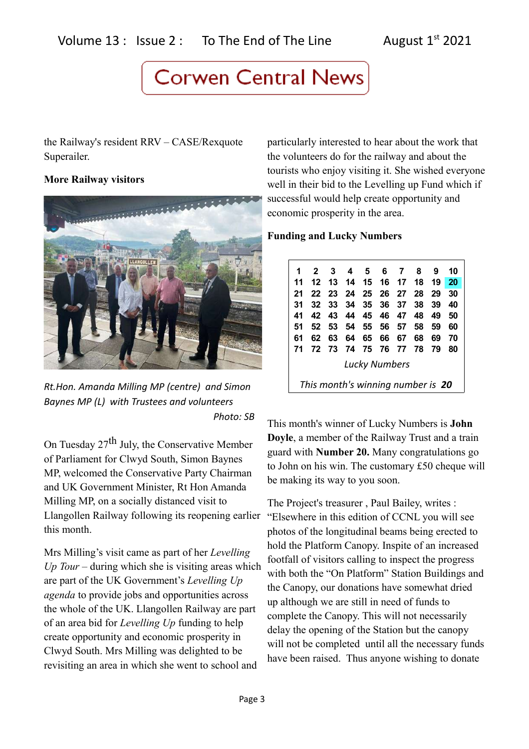the Railway's resident RRV – CASE/Rexquote Superailer.

**More Railway visitors**

*Rt.Hon. Amanda Milling MP (centre) and Simon Baynes MP (L) with Trustees and volunteers*
*Photo: SB*

On Tuesday 27th July, the Conservative Member of Parliament for Clwyd South, Simon Baynes MP, welcomed the Conservative Party Chairman and UK Government Minister, Rt Hon Amanda Milling MP, on a socially distanced visit to Llangollen Railway following its reopening earlier this month.

Mrs Milling's visit came as part of her *Levelling Up Tour* – during which she is visiting areas which are part of the UK Government's *Levelling Up agenda* to provide jobs and opportunities across the whole of the UK. Llangollen Railway are part of an area bid for *Levelling Up* funding to help create opportunity and economic prosperity in Clwyd South. Mrs Milling was delighted to be revisiting an area in which she went to school and particularly interested to hear about the work that the volunteers do for the railway and about the tourists who enjoy visiting it. She wished everyone well in their bid to the Levelling up Fund which if successful would help create opportunity and economic prosperity in the area.

**Funding and Lucky Numbers**

| | | | | | | | | | |
|---|---|---|---|---|---|---|---|---|---|
| 1 | 2 | 3 | 4 | 5 | 6 | 7 | 8 | 9 | 10 |
| 11 | 12 | 13 | 14 | 15 | 16 | 17 | 18 | 19 | 20 |
| 21 | 22 | 23 | 24 | 25 | 26 | 27 | 28 | 29 | 30 |
| 31 | 32 | 33 | 34 | 35 | 36 | 37 | 38 | 39 | 40 |
| 41 | 42 | 43 | 44 | 45 | 46 | 47 | 48 | 49 | 50 |
| 51 | 52 | 53 | 54 | 55 | 56 | 57 | 58 | 59 | 60 |
| 61 | 62 | 63 | 64 | 65 | 66 | 67 | 68 | 69 | 70 |
| 71 | 72 | 73 | 74 | 75 | 76 | 77 | 78 | 79 | 80 |

*Lucky Numbers*

*This month's winning number is* ***20***

This month's winner of Lucky Numbers is **John Doyle**, a member of the Railway Trust and a train guard with **Number 20.** Many congratulations go to John on his win. The customary £50 cheque will be making its way to you soon.

The Project's treasurer , Paul Bailey, writes : "Elsewhere in this edition of CCNL you will see photos of the longitudinal beams being erected to hold the Platform Canopy. Inspite of an increased footfall of visitors calling to inspect the progress with both the "On Platform" Station Buildings and the Canopy, our donations have somewhat dried up although we are still in need of funds to complete the Canopy. This will not necessarily delay the opening of the Station but the canopy will not be completed until all the necessary funds have been raised. Thus anyone wishing to donate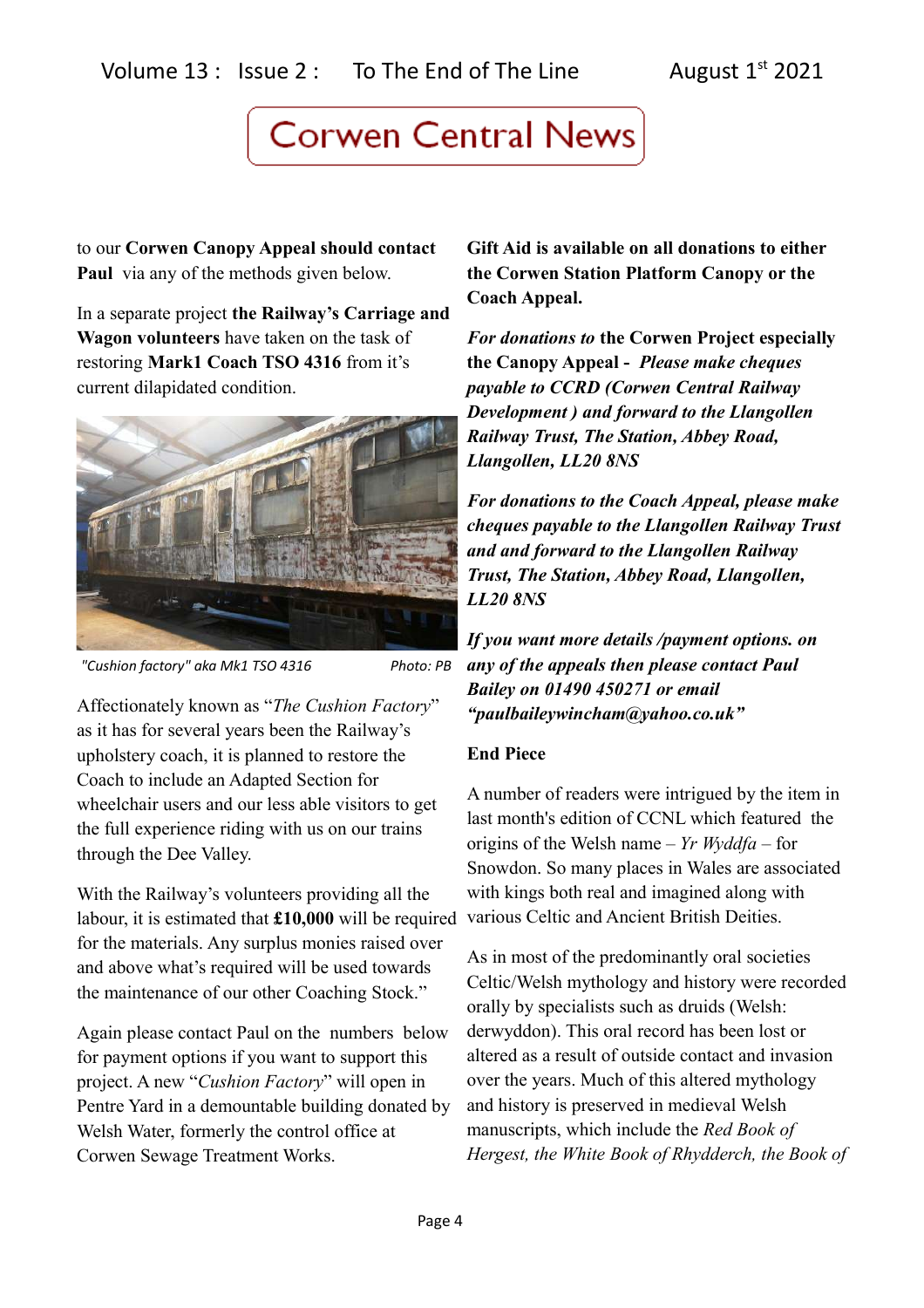to our **Corwen Canopy Appeal should contact Paul** via any of the methods given below.

In a separate project **the Railway's Carriage and Wagon volunteers** have taken on the task of restoring **Mark1 Coach TSO 4316** from it's current dilapidated condition.

*"Cushion factory" aka Mk1 TSO 4316* *Photo: PB*

Affectionately known as "*The Cushion Factory*" as it has for several years been the Railway's upholstery coach, it is planned to restore the Coach to include an Adapted Section for wheelchair users and our less able visitors to get the full experience riding with us on our trains through the Dee Valley.

With the Railway's volunteers providing all the labour, it is estimated that **£10,000** will be required for the materials. Any surplus monies raised over and above what's required will be used towards the maintenance of our other Coaching Stock."

Again please contact Paul on the numbers below for payment options if you want to support this project. A new "*Cushion Factory*" will open in Pentre Yard in a demountable building donated by Welsh Water, formerly the control office at Corwen Sewage Treatment Works.

**Gift Aid is available on all donations to either the Corwen Station Platform Canopy or the Coach Appeal.**

***For donations to* the Corwen Project especially the Canopy Appeal - *Please make cheques payable to CCRD (Corwen Central Railway Development ) and forward to the Llangollen Railway Trust, The Station, Abbey Road, Llangollen, LL20 8NS***

***For donations to the Coach Appeal, please make cheques payable to the Llangollen Railway Trust and and forward to the Llangollen Railway Trust, The Station, Abbey Road, Llangollen, LL20 8NS***

***If you want more details /payment options. on any of the appeals then please contact Paul Bailey on 01490 450271 or email "paulbaileywincham@yahoo.co.uk"***

**End Piece**

A number of readers were intrigued by the item in last month's edition of CCNL which featured the origins of the Welsh name – *Yr Wyddfa* – for Snowdon. So many places in Wales are associated with kings both real and imagined along with various Celtic and Ancient British Deities.

As in most of the predominantly oral societies Celtic/Welsh mythology and history were recorded orally by specialists such as druids (Welsh: derwyddon). This oral record has been lost or altered as a result of outside contact and invasion over the years. Much of this altered mythology and history is preserved in medieval Welsh manuscripts, which include the *Red Book of Hergest, the White Book of Rhydderch, the Book of*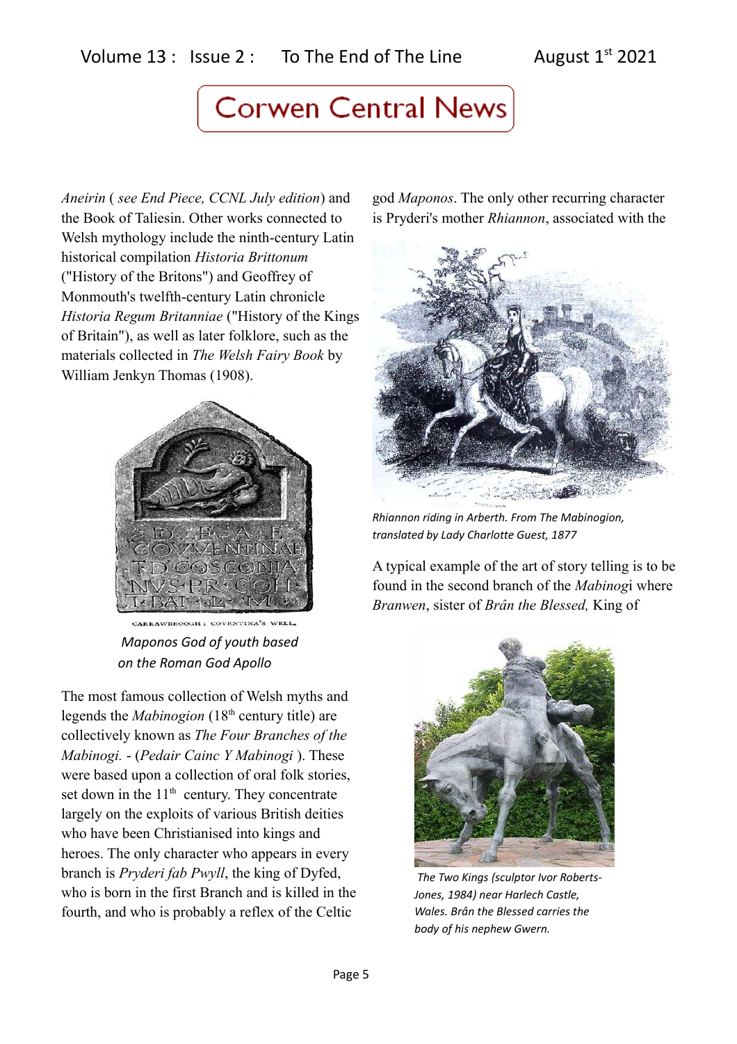# Corwen Central News

*Aneirin* ( *see End Piece, CCNL July edition*) and the Book of Taliesin. Other works connected to Welsh mythology include the ninth-century Latin historical compilation *Historia Brittonum* ("History of the Britons") and Geoffrey of Monmouth's twelfth-century Latin chronicle *Historia Regum Britanniae* ("History of the Kings of Britain"), as well as later folklore, such as the materials collected in *The Welsh Fairy Book* by William Jenkyn Thomas (1908).

CARRAWBROUGH : COVENTINA'S WELL.

*Maponos God of youth based on the Roman God Apollo*

The most famous collection of Welsh myths and legends the *Mabinogion* (18th century title) are collectively known as *The Four Branches of the Mabinogi.* - (*Pedair Cainc Y Mabinogi* ). These were based upon a collection of oral folk stories, set down in the 11th century. They concentrate largely on the exploits of various British deities who have been Christianised into kings and heroes. The only character who appears in every branch is *Pryderi fab Pwyll*, the king of Dyfed, who is born in the first Branch and is killed in the fourth, and who is probably a reflex of the Celtic god *Maponos*. The only other recurring character is Pryderi's mother *Rhiannon*, associated with the

*Rhiannon riding in Arberth. From The Mabinogion, translated by Lady Charlotte Guest, 1877*

A typical example of the art of story telling is to be found in the second branch of the *Mabinogi* where *Branwen*, sister of *Brân the Blessed,* King of

*The Two Kings (sculptor Ivor Roberts-Jones, 1984) near Harlech Castle, Wales. Brân the Blessed carries the body of his nephew Gwern.*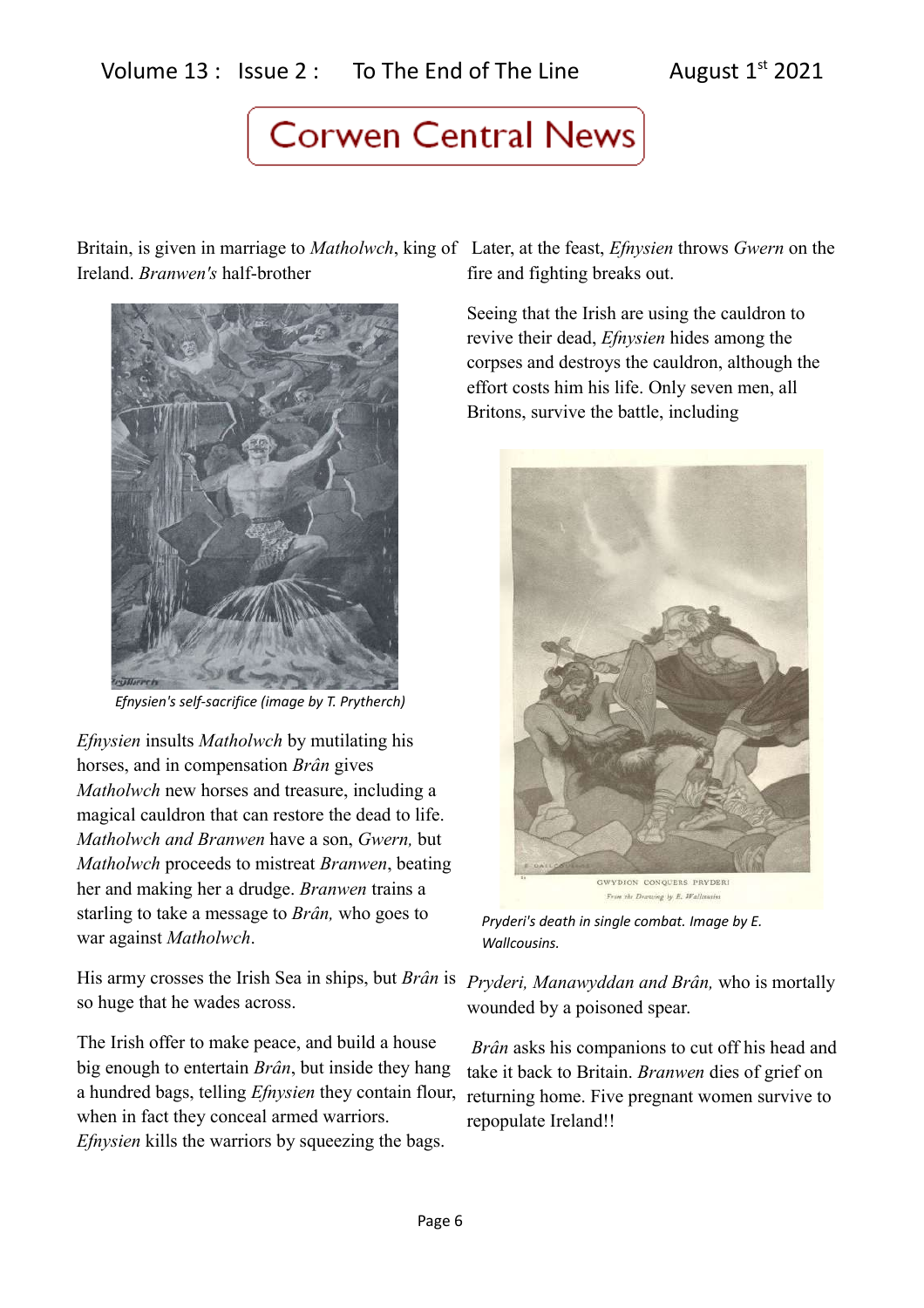Britain, is given in marriage to *Matholwch*, king of Ireland. *Branwen's* half-brother

*Efnysien's self-sacrifice (image by T. Prytherch)*

*Efnysien* insults *Matholwch* by mutilating his horses, and in compensation *Brân* gives *Matholwch* new horses and treasure, including a magical cauldron that can restore the dead to life. *Matholwch and Branwen* have a son, *Gwern,* but *Matholwch* proceeds to mistreat *Branwen*, beating her and making her a drudge. *Branwen* trains a starling to take a message to *Brân,* who goes to war against *Matholwch*.

His army crosses the Irish Sea in ships, but *Brân* is so huge that he wades across.

The Irish offer to make peace, and build a house big enough to entertain *Brân*, but inside they hang a hundred bags, telling *Efnysien* they contain flour, when in fact they conceal armed warriors. *Efnysien* kills the warriors by squeezing the bags.

Later, at the feast, *Efnysien* throws *Gwern* on the fire and fighting breaks out.

Seeing that the Irish are using the cauldron to revive their dead, *Efnysien* hides among the corpses and destroys the cauldron, although the effort costs him his life. Only seven men, all Britons, survive the battle, including

*Pryderi's death in single combat. Image by E. Wallcousins.*

*Pryderi, Manawyddan and Brân,* who is mortally wounded by a poisoned spear.

*Brân* asks his companions to cut off his head and take it back to Britain. *Branwen* dies of grief on returning home. Five pregnant women survive to repopulate Ireland!!